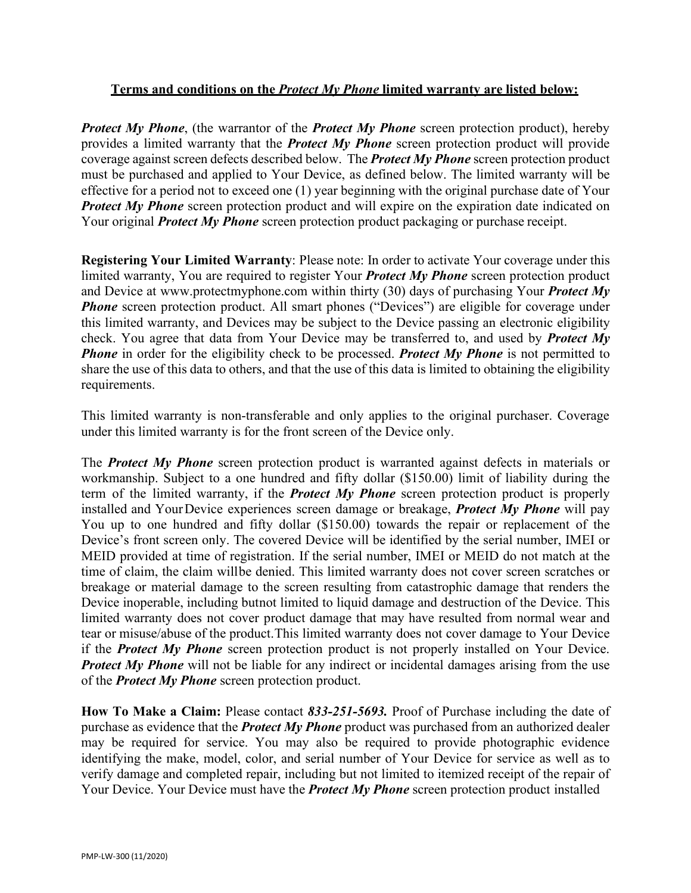**<u>Terms and conditions on the *Protect My Phone* limited warranty are listed below:</u>**

***Protect My Phone***, (the warrantor of the ***Protect My Phone*** screen protection product), hereby provides a limited warranty that the ***Protect My Phone*** screen protection product will provide coverage against screen defects described below. The ***Protect My Phone*** screen protection product must be purchased and applied to Your Device, as defined below. The limited warranty will be effective for a period not to exceed one (1) year beginning with the original purchase date of Your ***Protect My Phone*** screen protection product and will expire on the expiration date indicated on Your original ***Protect My Phone*** screen protection product packaging or purchase receipt.

**Registering Your Limited Warranty**: Please note: In order to activate Your coverage under this limited warranty, You are required to register Your ***Protect My Phone*** screen protection product and Device at www.protectmyphone.com within thirty (30) days of purchasing Your ***Protect My Phone*** screen protection product. All smart phones ("Devices") are eligible for coverage under this limited warranty, and Devices may be subject to the Device passing an electronic eligibility check. You agree that data from Your Device may be transferred to, and used by ***Protect My Phone*** in order for the eligibility check to be processed. ***Protect My Phone*** is not permitted to share the use of this data to others, and that the use of this data is limited to obtaining the eligibility requirements.

This limited warranty is non-transferable and only applies to the original purchaser. Coverage under this limited warranty is for the front screen of the Device only.

The ***Protect My Phone*** screen protection product is warranted against defects in materials or workmanship. Subject to a one hundred and fifty dollar ($150.00) limit of liability during the term of the limited warranty, if the ***Protect My Phone*** screen protection product is properly installed and Your Device experiences screen damage or breakage, ***Protect My Phone*** will pay You up to one hundred and fifty dollar ($150.00) towards the repair or replacement of the Device's front screen only. The covered Device will be identified by the serial number, IMEI or MEID provided at time of registration. If the serial number, IMEI or MEID do not match at the time of claim, the claim will be denied. This limited warranty does not cover screen scratches or breakage or material damage to the screen resulting from catastrophic damage that renders the Device inoperable, including but not limited to liquid damage and destruction of the Device. This limited warranty does not cover product damage that may have resulted from normal wear and tear or misuse/abuse of the product. This limited warranty does not cover damage to Your Device if the ***Protect My Phone*** screen protection product is not properly installed on Your Device. ***Protect My Phone*** will not be liable for any indirect or incidental damages arising from the use of the ***Protect My Phone*** screen protection product.

**How To Make a Claim:** Please contact ***833-251-5693.*** Proof of Purchase including the date of purchase as evidence that the ***Protect My Phone*** product was purchased from an authorized dealer may be required for service. You may also be required to provide photographic evidence identifying the make, model, color, and serial number of Your Device for service as well as to verify damage and completed repair, including but not limited to itemized receipt of the repair of Your Device. Your Device must have the ***Protect My Phone*** screen protection product installed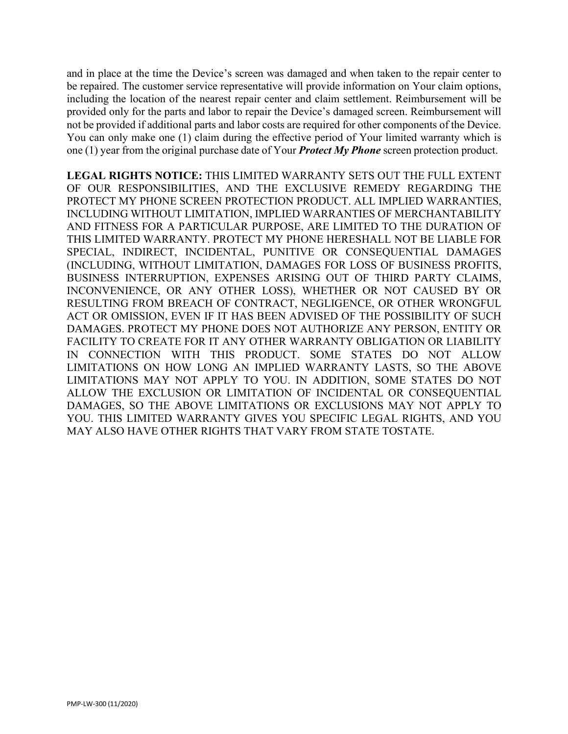and in place at the time the Device's screen was damaged and when taken to the repair center to be repaired. The customer service representative will provide information on Your claim options, including the location of the nearest repair center and claim settlement. Reimbursement will be provided only for the parts and labor to repair the Device's damaged screen. Reimbursement will not be provided if additional parts and labor costs are required for other components of the Device. You can only make one (1) claim during the effective period of Your limited warranty which is one (1) year from the original purchase date of Your ***Protect My Phone*** screen protection product.

**LEGAL RIGHTS NOTICE:** THIS LIMITED WARRANTY SETS OUT THE FULL EXTENT OF OUR RESPONSIBILITIES, AND THE EXCLUSIVE REMEDY REGARDING THE PROTECT MY PHONE SCREEN PROTECTION PRODUCT. ALL IMPLIED WARRANTIES, INCLUDING WITHOUT LIMITATION, IMPLIED WARRANTIES OF MERCHANTABILITY AND FITNESS FOR A PARTICULAR PURPOSE, ARE LIMITED TO THE DURATION OF THIS LIMITED WARRANTY. PROTECT MY PHONE HERESHALL NOT BE LIABLE FOR SPECIAL, INDIRECT, INCIDENTAL, PUNITIVE OR CONSEQUENTIAL DAMAGES (INCLUDING, WITHOUT LIMITATION, DAMAGES FOR LOSS OF BUSINESS PROFITS, BUSINESS INTERRUPTION, EXPENSES ARISING OUT OF THIRD PARTY CLAIMS, INCONVENIENCE, OR ANY OTHER LOSS), WHETHER OR NOT CAUSED BY OR RESULTING FROM BREACH OF CONTRACT, NEGLIGENCE, OR OTHER WRONGFUL ACT OR OMISSION, EVEN IF IT HAS BEEN ADVISED OF THE POSSIBILITY OF SUCH DAMAGES. PROTECT MY PHONE DOES NOT AUTHORIZE ANY PERSON, ENTITY OR FACILITY TO CREATE FOR IT ANY OTHER WARRANTY OBLIGATION OR LIABILITY IN CONNECTION WITH THIS PRODUCT. SOME STATES DO NOT ALLOW LIMITATIONS ON HOW LONG AN IMPLIED WARRANTY LASTS, SO THE ABOVE LIMITATIONS MAY NOT APPLY TO YOU. IN ADDITION, SOME STATES DO NOT ALLOW THE EXCLUSION OR LIMITATION OF INCIDENTAL OR CONSEQUENTIAL DAMAGES, SO THE ABOVE LIMITATIONS OR EXCLUSIONS MAY NOT APPLY TO YOU. THIS LIMITED WARRANTY GIVES YOU SPECIFIC LEGAL RIGHTS, AND YOU MAY ALSO HAVE OTHER RIGHTS THAT VARY FROM STATE TOSTATE.

PMP-LW-300 (11/2020)